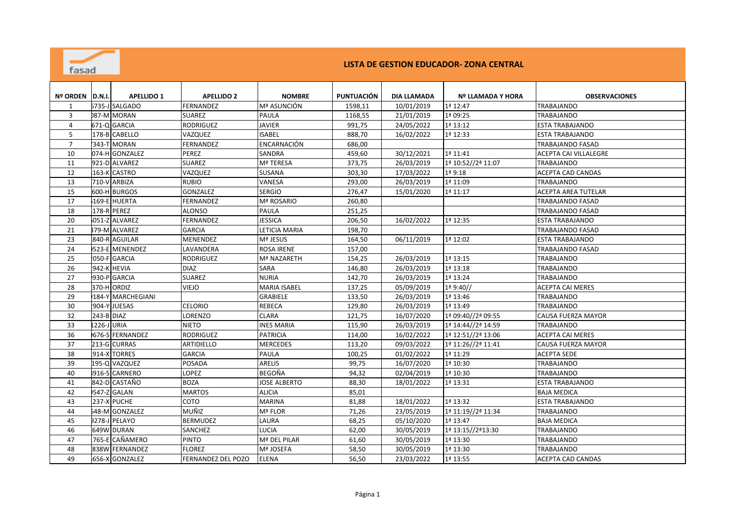fasad

# LISTA DE GESTION EDUCADOR- ZONA CENTRAL

| Nº ORDEN | D.N.I. | APELLIDO 1 | APELLIDO 2 | NOMBRE | PUNTUACIÓN | DIA LLAMADA | Nº LLAMADA Y HORA | OBSERVACIONES |
|---|---|---|---|---|---|---|---|---|
| 1 | 5735-J | SALGADO | FERNANDEZ | Mª ASUNCIÓN | 1598,11 | 10/01/2019 | 1ª 12:47 | TRABAJANDO |
| 3 | 087-M | MORAN | SUAREZ | PAULA | 1168,55 | 21/01/2019 | 1ª 09:25 | TRABAJANDO |
| 4 | 671-Q | GARCIA | RODRIGUEZ | JAVIER | 991,75 | 24/05/2022 | 1ª 13:12 | ESTA TRABAJANDO |
| 5 | 178-B | CABELLO | VAZQUEZ | ISABEL | 888,70 | 16/02/2022 | 1ª 12:33 | ESTA TRABAJANDO |
| 7 | 343-T | MORAN | FERNANDEZ | ENCARNACIÓN | 686,00 | | | TRABAJANDO FASAD |
| 10 | 074-H | GONZALEZ | PEREZ | SANDRA | 459,60 | 30/12/2021 | 1ª 11:41 | ACEPTA CAI VILLALEGRE |
| 11 | 921-D | ALVAREZ | SUAREZ | Mª TERESA | 373,75 | 26/03/2019 | 1ª 10:52//2ª 11:07 | TRABAJANDO |
| 12 | 163-K | CASTRO | VAZQUEZ | SUSANA | 303,30 | 17/03/2022 | 1ª 9:18 | ACEPTA CAD CANDAS |
| 13 | 710-V | ARBIZA | RUBIO | VANESA | 293,00 | 26/03/2019 | 1ª 11:09 | TRABAJANDO |
| 15 | 600-H | BURGOS | GONZALEZ | SERGIO | 276,47 | 15/01/2020 | 1ª 11:17 | ACEPTA AREA TUTELAR |
| 17 | 169-E | HUERTA | FERNANDEZ | Mª ROSARIO | 260,80 | | | TRABAJANDO FASAD |
| 18 | 178-R | PEREZ | ALONSO | PAULA | 251,25 | | | TRABAJANDO FASAD |
| 20 | 051-Z | ALVAREZ | FERNANDEZ | JESSICA | 206,50 | 16/02/2022 | 1ª 12:35 | ESTA TRABAJANDO |
| 21 | 379-M | ALVAREZ | GARCIA | LETICIA MARIA | 198,70 | | | TRABAJANDO FASAD |
| 23 | 840-R | AGUILAR | MENENDEZ | Mª JESUS | 164,50 | 06/11/2019 | 1ª 12:02 | ESTA TRABAJANDO |
| 24 | 523-E | MENENDEZ | LAVANDERA | ROSA IRENE | 157,00 | | | TRABAJANDO FASAD |
| 25 | 050-F | GARCIA | RODRIGUEZ | Mª NAZARETH | 154,25 | 26/03/2019 | 1ª 13:15 | TRABAJANDO |
| 26 | 942-K | HEVIA | DIAZ | SARA | 146,80 | 26/03/2019 | 1ª 13:18 | TRABAJANDO |
| 27 | 930-P | GARCIA | SUAREZ | NURIA | 142,70 | 26/03/2019 | 1ª 13:24 | TRABAJANDO |
| 28 | 370-H | ORDIZ | VIEJO | MARIA ISABEL | 137,25 | 05/09/2019 | 1ª 9:40// | ACEPTA CAI MERES |
| 29 | 184-Y | MARCHEGIANI | | GRABIELE | 133,50 | 26/03/2019 | 1ª 13:46 | TRABAJANDO |
| 30 | 904-Y | JUESAS | CELORIO | REBECA | 129,80 | 26/03/2019 | 1ª 13:49 | TRABAJANDO |
| 32 | 243-B | DIAZ | LORENZO | CLARA | 121,75 | 16/07/2020 | 1ª 09:40//2ª 09:55 | CAUSA FUERZA MAYOR |
| 33 | 226-J | URIA | NIETO | INES MARIA | 115,90 | 26/03/2019 | 1ª 14:44//2ª 14:59 | TRABAJANDO |
| 36 | 676-S | FERNANDEZ | RODRIGUEZ | PATRICIA | 114,00 | 16/02/2022 | 1ª 12:51//2ª 13:06 | ACEPTA CAI MERES |
| 37 | 213-G | CURRAS | ARTIDIELLO | MERCEDES | 113,20 | 09/03/2022 | 1ª 11:26//2ª 11:41 | CAUSA FUERZA MAYOR |
| 38 | 914-X | TORRES | GARCIA | PAULA | 100,25 | 01/02/2022 | 1ª 11:29 | ACEPTA SEDE |
| 39 | 195-Q | VAZQUEZ | POSADA | ARELIS | 99,75 | 16/07/2020 | 1ª 10:30 | TRABAJANDO |
| 40 | 916-S | CARNERO | LOPEZ | BEGOÑA | 94,32 | 02/04/2019 | 1ª 10:30 | TRABAJANDO |
| 41 | 842-D | CASTAÑO | BOZA | JOSE ALBERTO | 88,30 | 18/01/2022 | 1ª 13:31 | ESTA TRABAJANDO |
| 42 | 547-Z | GALAN | MARTOS | ALICIA | 85,01 | | | BAJA MEDICA |
| 43 | 237-X | PUCHE | COTO | MARINA | 81,88 | 18/01/2022 | 1ª 13:32 | ESTA TRABAJANDO |
| 44 | 548-M | GONZALEZ | MUÑIZ | Mª FLOR | 71,26 | 23/05/2019 | 1ª 11:19//2ª 11:34 | TRABAJANDO |
| 45 | 278-J | PELAYO | BERMUDEZ | LAURA | 68,25 | 05/10/2020 | 1ª 13:47 | BAJA MEDICA |
| 46 | 649W | DURAN | SANCHEZ | LUCIA | 62,00 | 30/05/2019 | 1ª 13:15//2ª13:30 | TRABAJANDO |
| 47 | 765-E | CAÑAMERO | PINTO | Mª DEL PILAR | 61,60 | 30/05/2019 | 1ª 13:30 | TRABAJANDO |
| 48 | 838W | FERNANDEZ | FLOREZ | Mª JOSEFA | 58,50 | 30/05/2019 | 1ª 13:30 | TRABAJANDO |
| 49 | 656-X | GONZALEZ | FERNANDEZ DEL POZO | ELENA | 56,50 | 23/03/2022 | 1ª 13:55 | ACEPTA CAD CANDAS |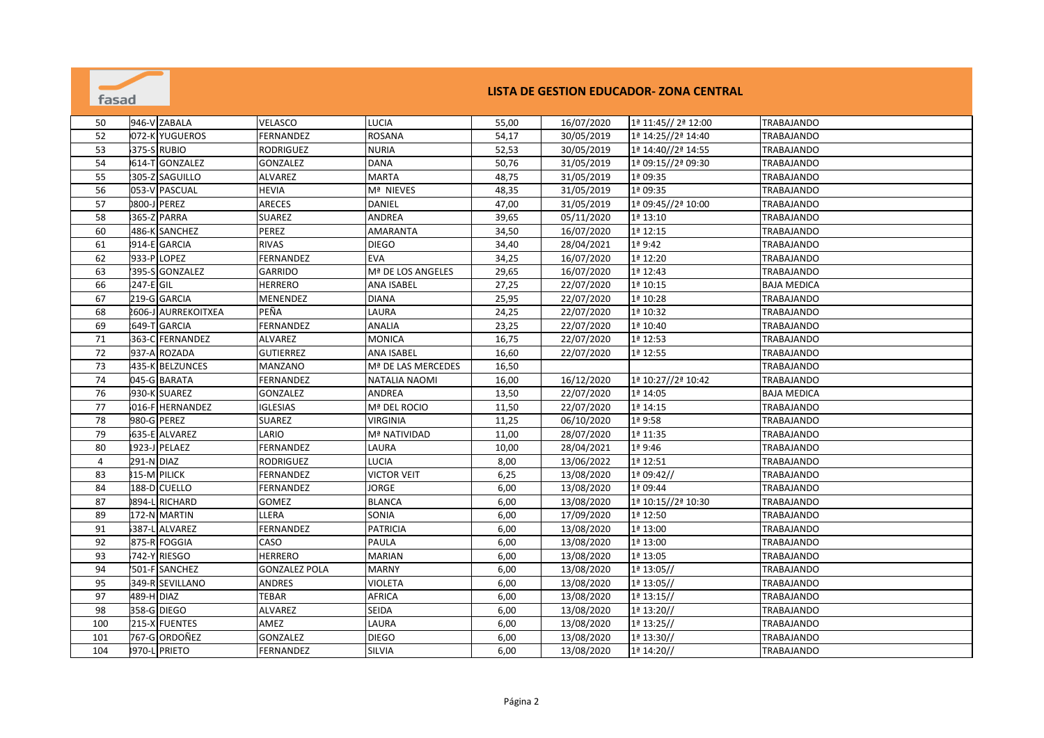# LISTA DE GESTION EDUCADOR- ZONA CENTRAL

| | | | | | | | | |
|---|---|---|---|---|---|---|---|---|
| 50 | 946-V | ZABALA | VELASCO | LUCIA | 55,00 | 16/07/2020 | 1ª 11:45// 2ª 12:00 | TRABAJANDO |
| 52 | 072-K | YUGUEROS | FERNANDEZ | ROSANA | 54,17 | 30/05/2019 | 1ª 14:25//2ª 14:40 | TRABAJANDO |
| 53 | 375-S | RUBIO | RODRIGUEZ | NURIA | 52,53 | 30/05/2019 | 1ª 14:40//2ª 14:55 | TRABAJANDO |
| 54 | 614-T | GONZALEZ | GONZALEZ | DANA | 50,76 | 31/05/2019 | 1ª 09:15//2ª 09:30 | TRABAJANDO |
| 55 | 305-Z | SAGUILLO | ALVAREZ | MARTA | 48,75 | 31/05/2019 | 1ª 09:35 | TRABAJANDO |
| 56 | 053-V | PASCUAL | HEVIA | Mª NIEVES | 48,35 | 31/05/2019 | 1ª 09:35 | TRABAJANDO |
| 57 | 0800-J | PEREZ | ARECES | DANIEL | 47,00 | 31/05/2019 | 1ª 09:45//2ª 10:00 | TRABAJANDO |
| 58 | 365-Z | PARRA | SUAREZ | ANDREA | 39,65 | 05/11/2020 | 1ª 13:10 | TRABAJANDO |
| 60 | 486-K | SANCHEZ | PEREZ | AMARANTA | 34,50 | 16/07/2020 | 1ª 12:15 | TRABAJANDO |
| 61 | 914-E | GARCIA | RIVAS | DIEGO | 34,40 | 28/04/2021 | 1ª 9:42 | TRABAJANDO |
| 62 | 933-P | LOPEZ | FERNANDEZ | EVA | 34,25 | 16/07/2020 | 1ª 12:20 | TRABAJANDO |
| 63 | 395-S | GONZALEZ | GARRIDO | Mª DE LOS ANGELES | 29,65 | 16/07/2020 | 1ª 12:43 | TRABAJANDO |
| 66 | 247-E | GIL | HERRERO | ANA ISABEL | 27,25 | 22/07/2020 | 1ª 10:15 | BAJA MEDICA |
| 67 | 219-G | GARCIA | MENENDEZ | DIANA | 25,95 | 22/07/2020 | 1ª 10:28 | TRABAJANDO |
| 68 | 2606-J | AURREKOITXEA | PEÑA | LAURA | 24,25 | 22/07/2020 | 1ª 10:32 | TRABAJANDO |
| 69 | 649-T | GARCIA | FERNANDEZ | ANALIA | 23,25 | 22/07/2020 | 1ª 10:40 | TRABAJANDO |
| 71 | 363-C | FERNANDEZ | ALVAREZ | MONICA | 16,75 | 22/07/2020 | 1ª 12:53 | TRABAJANDO |
| 72 | 937-A | ROZADA | GUTIERREZ | ANA ISABEL | 16,60 | 22/07/2020 | 1ª 12:55 | TRABAJANDO |
| 73 | 435-K | BELZUNCES | MANZANO | Mª DE LAS MERCEDES | 16,50 | | | TRABAJANDO |
| 74 | 045-G | BARATA | FERNANDEZ | NATALIA NAOMI | 16,00 | 16/12/2020 | 1ª 10:27//2ª 10:42 | TRABAJANDO |
| 76 | 930-K | SUAREZ | GONZALEZ | ANDREA | 13,50 | 22/07/2020 | 1ª 14:05 | BAJA MEDICA |
| 77 | 016-F | HERNANDEZ | IGLESIAS | Mª DEL ROCIO | 11,50 | 22/07/2020 | 1ª 14:15 | TRABAJANDO |
| 78 | 980-G | PEREZ | SUAREZ | VIRGINIA | 11,25 | 06/10/2020 | 1ª 9:58 | TRABAJANDO |
| 79 | 635-E | ALVAREZ | LARIO | Mª NATIVIDAD | 11,00 | 28/07/2020 | 1ª 11:35 | TRABAJANDO |
| 80 | 1923-J | PELAEZ | FERNANDEZ | LAURA | 10,00 | 28/04/2021 | 1ª 9:46 | TRABAJANDO |
| 4 | 291-N | DIAZ | RODRIGUEZ | LUCIA | 8,00 | 13/06/2022 | 1ª 12:51 | TRABAJANDO |
| 83 | 815-M | PILICK | FERNANDEZ | VICTOR VEIT | 6,25 | 13/08/2020 | 1ª 09:42// | TRABAJANDO |
| 84 | 188-D | CUELLO | FERNANDEZ | JORGE | 6,00 | 13/08/2020 | 1ª 09:44 | TRABAJANDO |
| 87 | 0894-L | RICHARD | GOMEZ | BLANCA | 6,00 | 13/08/2020 | 1ª 10:15//2ª 10:30 | TRABAJANDO |
| 89 | 172-N | MARTIN | LLERA | SONIA | 6,00 | 17/09/2020 | 1ª 12:50 | TRABAJANDO |
| 91 | 387-L | ALVAREZ | FERNANDEZ | PATRICIA | 6,00 | 13/08/2020 | 1ª 13:00 | TRABAJANDO |
| 92 | 875-R | FOGGIA | CASO | PAULA | 6,00 | 13/08/2020 | 1ª 13:00 | TRABAJANDO |
| 93 | 742-Y | RIESGO | HERRERO | MARIAN | 6,00 | 13/08/2020 | 1ª 13:05 | TRABAJANDO |
| 94 | 501-F | SANCHEZ | GONZALEZ POLA | MARNY | 6,00 | 13/08/2020 | 1ª 13:05// | TRABAJANDO |
| 95 | 349-R | SEVILLANO | ANDRES | VIOLETA | 6,00 | 13/08/2020 | 1ª 13:05// | TRABAJANDO |
| 97 | 489-H | DIAZ | TEBAR | AFRICA | 6,00 | 13/08/2020 | 1ª 13:15// | TRABAJANDO |
| 98 | 358-G | DIEGO | ALVAREZ | SEIDA | 6,00 | 13/08/2020 | 1ª 13:20// | TRABAJANDO |
| 100 | 215-X | FUENTES | AMEZ | LAURA | 6,00 | 13/08/2020 | 1ª 13:25// | TRABAJANDO |
| 101 | 767-G | ORDOÑEZ | GONZALEZ | DIEGO | 6,00 | 13/08/2020 | 1ª 13:30// | TRABAJANDO |
| 104 | 3970-L | PRIETO | FERNANDEZ | SILVIA | 6,00 | 13/08/2020 | 1ª 14:20// | TRABAJANDO |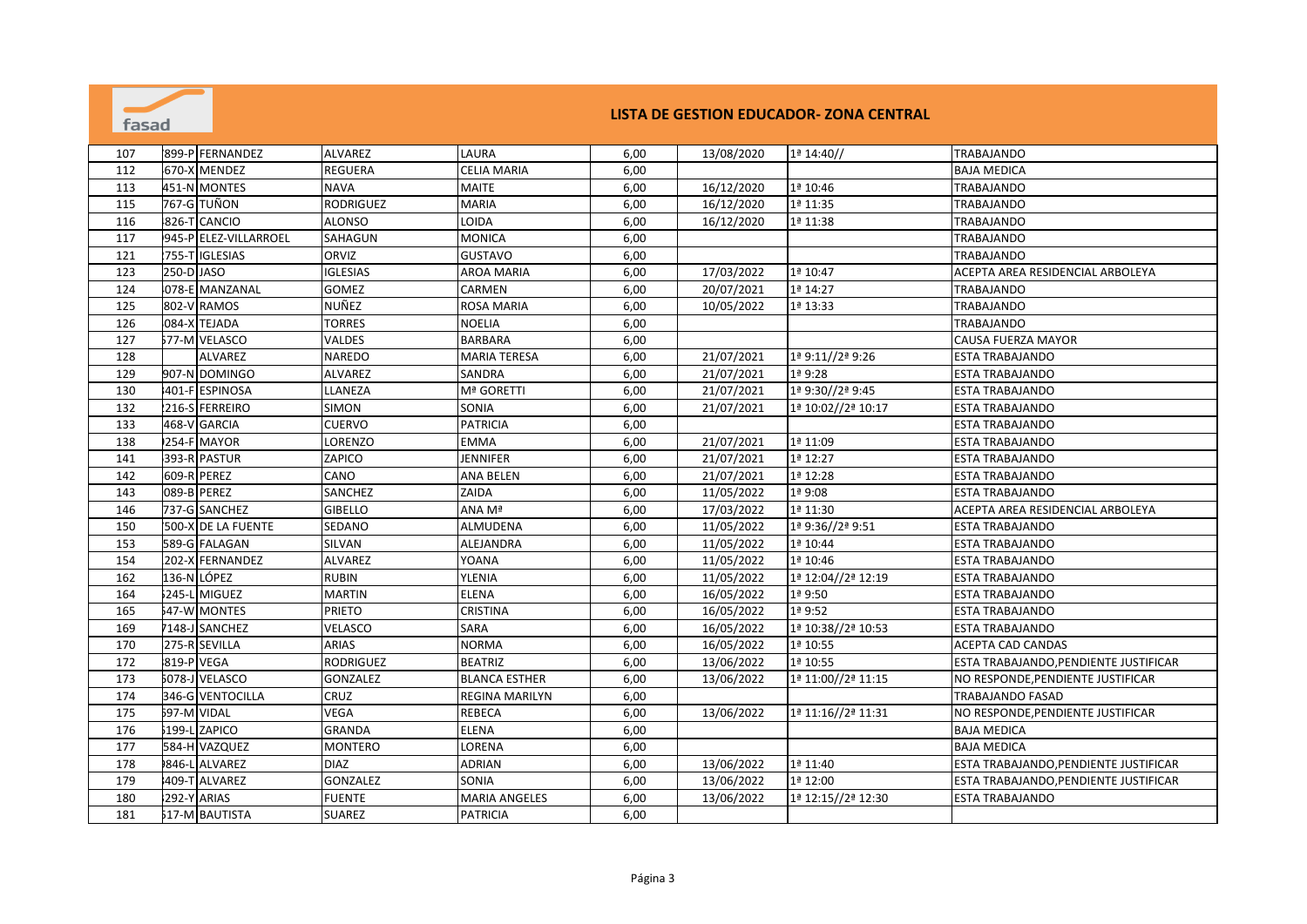# LISTA DE GESTION EDUCADOR- ZONA CENTRAL

| | | | | | | | | |
|---|---|---|---|---|---|---|---|---|
| 107 | 899-P | FERNANDEZ | ALVAREZ | LAURA | 6,00 | 13/08/2020 | 1ª 14:40// | TRABAJANDO |
| 112 | 670-X | MENDEZ | REGUERA | CELIA MARIA | 6,00 | | | BAJA MEDICA |
| 113 | 451-N | MONTES | NAVA | MAITE | 6,00 | 16/12/2020 | 1ª 10:46 | TRABAJANDO |
| 115 | 767-G | TUÑON | RODRIGUEZ | MARIA | 6,00 | 16/12/2020 | 1ª 11:35 | TRABAJANDO |
| 116 | 826-T | CANCIO | ALONSO | LOIDA | 6,00 | 16/12/2020 | 1ª 11:38 | TRABAJANDO |
| 117 | 945-P | ELEZ-VILLARROEL | SAHAGUN | MONICA | 6,00 | | | TRABAJANDO |
| 121 | 755-T | IGLESIAS | ORVIZ | GUSTAVO | 6,00 | | | TRABAJANDO |
| 123 | 250-D | JASO | IGLESIAS | AROA MARIA | 6,00 | 17/03/2022 | 1ª 10:47 | ACEPTA AREA RESIDENCIAL ARBOLEYA |
| 124 | 078-E | MANZANAL | GOMEZ | CARMEN | 6,00 | 20/07/2021 | 1ª 14:27 | TRABAJANDO |
| 125 | 802-V | RAMOS | NUÑEZ | ROSA MARIA | 6,00 | 10/05/2022 | 1ª 13:33 | TRABAJANDO |
| 126 | 084-X | TEJADA | TORRES | NOELIA | 6,00 | | | TRABAJANDO |
| 127 | 577-M | VELASCO | VALDES | BARBARA | 6,00 | | | CAUSA FUERZA MAYOR |
| 128 | | ALVAREZ | NAREDO | MARIA TERESA | 6,00 | 21/07/2021 | 1ª 9:11//2ª 9:26 | ESTA TRABAJANDO |
| 129 | 907-N | DOMINGO | ALVAREZ | SANDRA | 6,00 | 21/07/2021 | 1ª 9:28 | ESTA TRABAJANDO |
| 130 | 401-F | ESPINOSA | LLANEZA | Mª GORETTI | 6,00 | 21/07/2021 | 1ª 9:30//2ª 9:45 | ESTA TRABAJANDO |
| 132 | 216-S | FERREIRO | SIMON | SONIA | 6,00 | 21/07/2021 | 1ª 10:02//2ª 10:17 | ESTA TRABAJANDO |
| 133 | 468-V | GARCIA | CUERVO | PATRICIA | 6,00 | | | ESTA TRABAJANDO |
| 138 | 254-F | MAYOR | LORENZO | EMMA | 6,00 | 21/07/2021 | 1ª 11:09 | ESTA TRABAJANDO |
| 141 | 393-R | PASTUR | ZAPICO | JENNIFER | 6,00 | 21/07/2021 | 1ª 12:27 | ESTA TRABAJANDO |
| 142 | 609-R | PEREZ | CANO | ANA BELEN | 6,00 | 21/07/2021 | 1ª 12:28 | ESTA TRABAJANDO |
| 143 | 089-B | PEREZ | SANCHEZ | ZAIDA | 6,00 | 11/05/2022 | 1ª 9:08 | ESTA TRABAJANDO |
| 146 | 737-G | SANCHEZ | GIBELLO | ANA Mª | 6,00 | 17/03/2022 | 1ª 11:30 | ACEPTA AREA RESIDENCIAL ARBOLEYA |
| 150 | 500-X | DE LA FUENTE | SEDANO | ALMUDENA | 6,00 | 11/05/2022 | 1ª 9:36//2ª 9:51 | ESTA TRABAJANDO |
| 153 | 589-G | FALAGAN | SILVAN | ALEJANDRA | 6,00 | 11/05/2022 | 1ª 10:44 | ESTA TRABAJANDO |
| 154 | 202-X | FERNANDEZ | ALVAREZ | YOANA | 6,00 | 11/05/2022 | 1ª 10:46 | ESTA TRABAJANDO |
| 162 | 136-N | LÓPEZ | RUBIN | YLENIA | 6,00 | 11/05/2022 | 1ª 12:04//2ª 12:19 | ESTA TRABAJANDO |
| 164 | 245-L | MIGUEZ | MARTIN | ELENA | 6,00 | 16/05/2022 | 1ª 9:50 | ESTA TRABAJANDO |
| 165 | 547-W | MONTES | PRIETO | CRISTINA | 6,00 | 16/05/2022 | 1ª 9:52 | ESTA TRABAJANDO |
| 169 | 7148-J | SANCHEZ | VELASCO | SARA | 6,00 | 16/05/2022 | 1ª 10:38//2ª 10:53 | ESTA TRABAJANDO |
| 170 | 275-R | SEVILLA | ARIAS | NORMA | 6,00 | 16/05/2022 | 1ª 10:55 | ACEPTA CAD CANDAS |
| 172 | 819-P | VEGA | RODRIGUEZ | BEATRIZ | 6,00 | 13/06/2022 | 1ª 10:55 | ESTA TRABAJANDO,PENDIENTE JUSTIFICAR |
| 173 | 5078-J | VELASCO | GONZALEZ | BLANCA ESTHER | 6,00 | 13/06/2022 | 1ª 11:00//2ª 11:15 | NO RESPONDE,PENDIENTE JUSTIFICAR |
| 174 | 346-G | VENTOCILLA | CRUZ | REGINA MARILYN | 6,00 | | | TRABAJANDO FASAD |
| 175 | 597-M | VIDAL | VEGA | REBECA | 6,00 | 13/06/2022 | 1ª 11:16//2ª 11:31 | NO RESPONDE,PENDIENTE JUSTIFICAR |
| 176 | 5199-L | ZAPICO | GRANDA | ELENA | 6,00 | | | BAJA MEDICA |
| 177 | 584-H | VAZQUEZ | MONTERO | LORENA | 6,00 | | | BAJA MEDICA |
| 178 | 9846-L | ALVAREZ | DIAZ | ADRIAN | 6,00 | 13/06/2022 | 1ª 11:40 | ESTA TRABAJANDO,PENDIENTE JUSTIFICAR |
| 179 | 3409-T | ALVAREZ | GONZALEZ | SONIA | 6,00 | 13/06/2022 | 1ª 12:00 | ESTA TRABAJANDO,PENDIENTE JUSTIFICAR |
| 180 | 292-Y | ARIAS | FUENTE | MARIA ANGELES | 6,00 | 13/06/2022 | 1ª 12:15//2ª 12:30 | ESTA TRABAJANDO |
| 181 | 517-M | BAUTISTA | SUAREZ | PATRICIA | 6,00 | | | |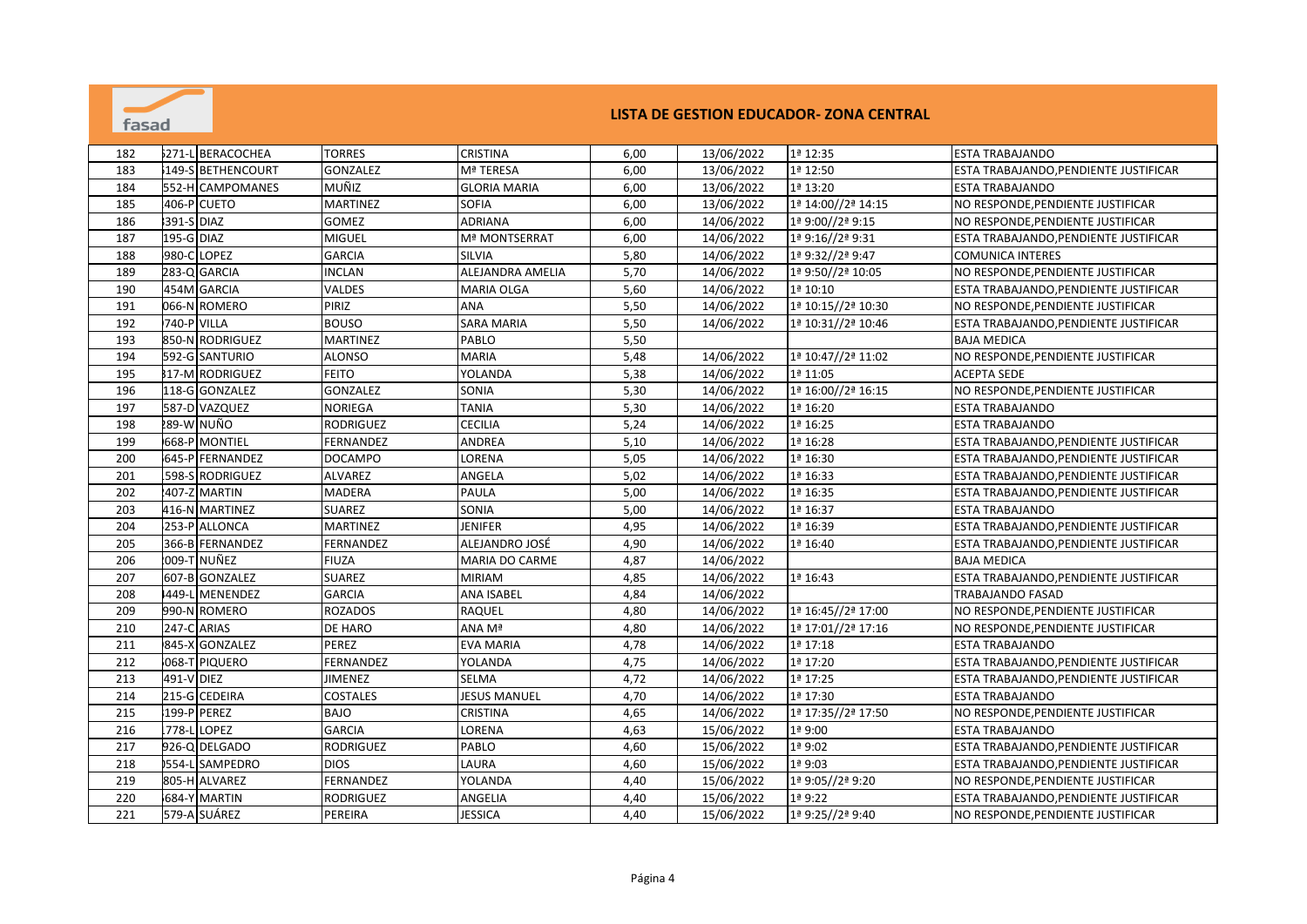# LISTA DE GESTION EDUCADOR- ZONA CENTRAL

| | | | | | | | | |
|---|---|---|---|---|---|---|---|---|
| 182 | 271-L | BERACOCHEA | TORRES | CRISTINA | 6,00 | 13/06/2022 | 1ª 12:35 | ESTA TRABAJANDO |
| 183 | 149-S | BETHENCOURT | GONZALEZ | Mª TERESA | 6,00 | 13/06/2022 | 1ª 12:50 | ESTA TRABAJANDO,PENDIENTE JUSTIFICAR |
| 184 | 552-H | CAMPOMANES | MUÑIZ | GLORIA MARIA | 6,00 | 13/06/2022 | 1ª 13:20 | ESTA TRABAJANDO |
| 185 | 406-P | CUETO | MARTINEZ | SOFIA | 6,00 | 13/06/2022 | 1ª 14:00//2ª 14:15 | NO RESPONDE,PENDIENTE JUSTIFICAR |
| 186 | 391-S | DIAZ | GOMEZ | ADRIANA | 6,00 | 14/06/2022 | 1ª 9:00//2ª 9:15 | NO RESPONDE,PENDIENTE JUSTIFICAR |
| 187 | 195-G | DIAZ | MIGUEL | Mª MONTSERRAT | 6,00 | 14/06/2022 | 1ª 9:16//2ª 9:31 | ESTA TRABAJANDO,PENDIENTE JUSTIFICAR |
| 188 | 980-C | LOPEZ | GARCIA | SILVIA | 5,80 | 14/06/2022 | 1ª 9:32//2ª 9:47 | COMUNICA INTERES |
| 189 | 283-Q | GARCIA | INCLAN | ALEJANDRA AMELIA | 5,70 | 14/06/2022 | 1ª 9:50//2ª 10:05 | NO RESPONDE,PENDIENTE JUSTIFICAR |
| 190 | 454M | GARCIA | VALDES | MARIA OLGA | 5,60 | 14/06/2022 | 1ª 10:10 | ESTA TRABAJANDO,PENDIENTE JUSTIFICAR |
| 191 | 066-N | ROMERO | PIRIZ | ANA | 5,50 | 14/06/2022 | 1ª 10:15//2ª 10:30 | NO RESPONDE,PENDIENTE JUSTIFICAR |
| 192 | 740-P | VILLA | BOUSO | SARA MARIA | 5,50 | 14/06/2022 | 1ª 10:31//2ª 10:46 | ESTA TRABAJANDO,PENDIENTE JUSTIFICAR |
| 193 | 850-N | RODRIGUEZ | MARTINEZ | PABLO | 5,50 | | | BAJA MEDICA |
| 194 | 592-G | SANTURIO | ALONSO | MARIA | 5,48 | 14/06/2022 | 1ª 10:47//2ª 11:02 | NO RESPONDE,PENDIENTE JUSTIFICAR |
| 195 | 317-M | RODRIGUEZ | FEITO | YOLANDA | 5,38 | 14/06/2022 | 1ª 11:05 | ACEPTA SEDE |
| 196 | 118-G | GONZALEZ | GONZALEZ | SONIA | 5,30 | 14/06/2022 | 1ª 16:00//2ª 16:15 | NO RESPONDE,PENDIENTE JUSTIFICAR |
| 197 | 587-D | VAZQUEZ | NORIEGA | TANIA | 5,30 | 14/06/2022 | 1ª 16:20 | ESTA TRABAJANDO |
| 198 | 289-W | NUÑO | RODRIGUEZ | CECILIA | 5,24 | 14/06/2022 | 1ª 16:25 | ESTA TRABAJANDO |
| 199 | 668-P | MONTIEL | FERNANDEZ | ANDREA | 5,10 | 14/06/2022 | 1ª 16:28 | ESTA TRABAJANDO,PENDIENTE JUSTIFICAR |
| 200 | 645-P | FERNANDEZ | DOCAMPO | LORENA | 5,05 | 14/06/2022 | 1ª 16:30 | ESTA TRABAJANDO,PENDIENTE JUSTIFICAR |
| 201 | 598-S | RODRIGUEZ | ALVAREZ | ANGELA | 5,02 | 14/06/2022 | 1ª 16:33 | ESTA TRABAJANDO,PENDIENTE JUSTIFICAR |
| 202 | 407-Z | MARTIN | MADERA | PAULA | 5,00 | 14/06/2022 | 1ª 16:35 | ESTA TRABAJANDO,PENDIENTE JUSTIFICAR |
| 203 | 416-N | MARTINEZ | SUAREZ | SONIA | 5,00 | 14/06/2022 | 1ª 16:37 | ESTA TRABAJANDO |
| 204 | 253-P | ALLONCA | MARTINEZ | JENIFER | 4,95 | 14/06/2022 | 1ª 16:39 | ESTA TRABAJANDO,PENDIENTE JUSTIFICAR |
| 205 | 366-B | FERNANDEZ | FERNANDEZ | ALEJANDRO JOSÉ | 4,90 | 14/06/2022 | 1ª 16:40 | ESTA TRABAJANDO,PENDIENTE JUSTIFICAR |
| 206 | 009-T | NUÑEZ | FIUZA | MARIA DO CARME | 4,87 | 14/06/2022 | | BAJA MEDICA |
| 207 | 607-B | GONZALEZ | SUAREZ | MIRIAM | 4,85 | 14/06/2022 | 1ª 16:43 | ESTA TRABAJANDO,PENDIENTE JUSTIFICAR |
| 208 | 449-L | MENENDEZ | GARCIA | ANA ISABEL | 4,84 | 14/06/2022 | | TRABAJANDO FASAD |
| 209 | 990-N | ROMERO | ROZADOS | RAQUEL | 4,80 | 14/06/2022 | 1ª 16:45//2ª 17:00 | NO RESPONDE,PENDIENTE JUSTIFICAR |
| 210 | 247-C | ARIAS | DE HARO | ANA Mª | 4,80 | 14/06/2022 | 1ª 17:01//2ª 17:16 | NO RESPONDE,PENDIENTE JUSTIFICAR |
| 211 | 845-X | GONZALEZ | PEREZ | EVA MARIA | 4,78 | 14/06/2022 | 1ª 17:18 | ESTA TRABAJANDO |
| 212 | 068-T | PIQUERO | FERNANDEZ | YOLANDA | 4,75 | 14/06/2022 | 1ª 17:20 | ESTA TRABAJANDO,PENDIENTE JUSTIFICAR |
| 213 | 491-V | DIEZ | JIMENEZ | SELMA | 4,72 | 14/06/2022 | 1ª 17:25 | ESTA TRABAJANDO,PENDIENTE JUSTIFICAR |
| 214 | 215-G | CEDEIRA | COSTALES | JESUS MANUEL | 4,70 | 14/06/2022 | 1ª 17:30 | ESTA TRABAJANDO |
| 215 | 199-P | PEREZ | BAJO | CRISTINA | 4,65 | 14/06/2022 | 1ª 17:35//2ª 17:50 | NO RESPONDE,PENDIENTE JUSTIFICAR |
| 216 | 778-L | LOPEZ | GARCIA | LORENA | 4,63 | 15/06/2022 | 1ª 9:00 | ESTA TRABAJANDO |
| 217 | 926-Q | DELGADO | RODRIGUEZ | PABLO | 4,60 | 15/06/2022 | 1ª 9:02 | ESTA TRABAJANDO,PENDIENTE JUSTIFICAR |
| 218 | 554-L | SAMPEDRO | DIOS | LAURA | 4,60 | 15/06/2022 | 1ª 9:03 | ESTA TRABAJANDO,PENDIENTE JUSTIFICAR |
| 219 | 805-H | ALVAREZ | FERNANDEZ | YOLANDA | 4,40 | 15/06/2022 | 1ª 9:05//2ª 9:20 | NO RESPONDE,PENDIENTE JUSTIFICAR |
| 220 | 684-Y | MARTIN | RODRIGUEZ | ANGELIA | 4,40 | 15/06/2022 | 1ª 9:22 | ESTA TRABAJANDO,PENDIENTE JUSTIFICAR |
| 221 | 579-A | SUÁREZ | PEREIRA | JESSICA | 4,40 | 15/06/2022 | 1ª 9:25//2ª 9:40 | NO RESPONDE,PENDIENTE JUSTIFICAR |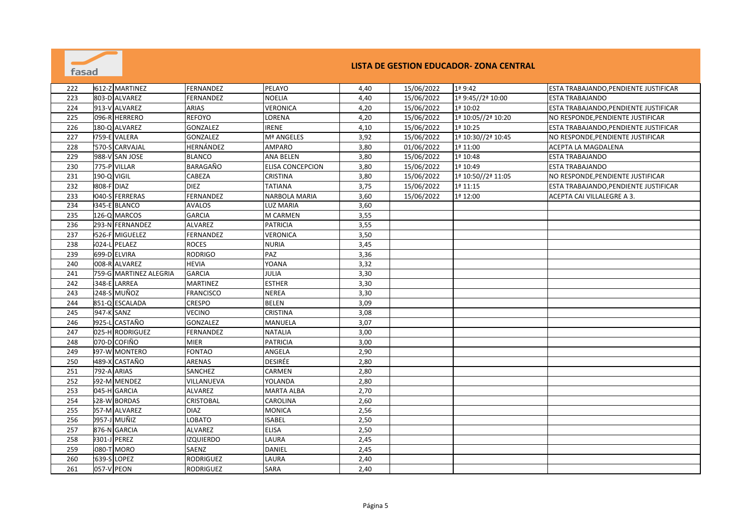fasad

# LISTA DE GESTION EDUCADOR- ZONA CENTRAL

| | | | | | | | | |
|---|---|---|---|---|---|---|---|---|
| 222 | 612-Z | MARTINEZ | FERNANDEZ | PELAYO | 4,40 | 15/06/2022 | 1ª 9:42 | ESTA TRABAJANDO,PENDIENTE JUSTIFICAR |
| 223 | 803-D | ALVAREZ | FERNANDEZ | NOELIA | 4,40 | 15/06/2022 | 1ª 9:45//2ª 10:00 | ESTA TRABAJANDO |
| 224 | 913-V | ALVAREZ | ARIAS | VERONICA | 4,20 | 15/06/2022 | 1ª 10:02 | ESTA TRABAJANDO,PENDIENTE JUSTIFICAR |
| 225 | 096-R | HERRERO | REFOYO | LORENA | 4,20 | 15/06/2022 | 1ª 10:05//2ª 10:20 | NO RESPONDE,PENDIENTE JUSTIFICAR |
| 226 | 180-Q | ALVAREZ | GONZALEZ | IRENE | 4,10 | 15/06/2022 | 1ª 10:25 | ESTA TRABAJANDO,PENDIENTE JUSTIFICAR |
| 227 | 759-E | VALERA | GONZALEZ | Mª ANGELES | 3,92 | 15/06/2022 | 1ª 10:30//2ª 10:45 | NO RESPONDE,PENDIENTE JUSTIFICAR |
| 228 | 570-S | CARVAJAL | HERNÁNDEZ | AMPARO | 3,80 | 01/06/2022 | 1ª 11:00 | ACEPTA LA MAGDALENA |
| 229 | 988-V | SAN JOSE | BLANCO | ANA BELEN | 3,80 | 15/06/2022 | 1ª 10:48 | ESTA TRABAJANDO |
| 230 | 775-P | VILLAR | BARAGAÑO | ELISA CONCEPCION | 3,80 | 15/06/2022 | 1ª 10:49 | ESTA TRABAJANDO |
| 231 | 190-Q | VIGIL | CABEZA | CRISTINA | 3,80 | 15/06/2022 | 1ª 10:50//2ª 11:05 | NO RESPONDE,PENDIENTE JUSTIFICAR |
| 232 | 808-F | DIAZ | DIEZ | TATIANA | 3,75 | 15/06/2022 | 1ª 11:15 | ESTA TRABAJANDO,PENDIENTE JUSTIFICAR |
| 233 | 040-S | FERRERAS | FERNANDEZ | NARBOLA MARIA | 3,60 | 15/06/2022 | 1ª 12:00 | ACEPTA CAI VILLALEGRE A 3. |
| 234 | 345-E | BLANCO | AVALOS | LUZ MARIA | 3,60 | | | |
| 235 | 126-Q | MARCOS | GARCIA | M CARMEN | 3,55 | | | |
| 236 | 293-N | FERNANDEZ | ALVAREZ | PATRICIA | 3,55 | | | |
| 237 | 526-F | MIGUELEZ | FERNANDEZ | VERONICA | 3,50 | | | |
| 238 | 024-L | PELAEZ | ROCES | NURIA | 3,45 | | | |
| 239 | 699-D | ELVIRA | RODRIGO | PAZ | 3,36 | | | |
| 240 | 008-R | ALVAREZ | HEVIA | YOANA | 3,32 | | | |
| 241 | 759-G | MARTINEZ ALEGRIA | GARCIA | JULIA | 3,30 | | | |
| 242 | 348-E | LARREA | MARTINEZ | ESTHER | 3,30 | | | |
| 243 | 248-S | MUÑOZ | FRANCISCO | NEREA | 3,30 | | | |
| 244 | 851-Q | ESCALADA | CRESPO | BELEN | 3,09 | | | |
| 245 | 947-K | SANZ | VECINO | CRISTINA | 3,08 | | | |
| 246 | 925-L | CASTAÑO | GONZALEZ | MANUELA | 3,07 | | | |
| 247 | 025-H | RODRIGUEZ | FERNANDEZ | NATALIA | 3,00 | | | |
| 248 | 070-D | COFIÑO | MIER | PATRICIA | 3,00 | | | |
| 249 | 497-W | MONTERO | FONTAO | ANGELA | 2,90 | | | |
| 250 | 489-X | CASTAÑO | ARENAS | DESIRÉE | 2,80 | | | |
| 251 | 792-A | ARIAS | SANCHEZ | CARMEN | 2,80 | | | |
| 252 | 592-M | MENDEZ | VILLANUEVA | YOLANDA | 2,80 | | | |
| 253 | 045-H | GARCIA | ALVAREZ | MARTA ALBA | 2,70 | | | |
| 254 | 528-W | BORDAS | CRISTOBAL | CAROLINA | 2,60 | | | |
| 255 | 057-M | ALVAREZ | DIAZ | MONICA | 2,56 | | | |
| 256 | 957-J | MUÑIZ | LOBATO | ISABEL | 2,50 | | | |
| 257 | 876-N | GARCIA | ALVAREZ | ELISA | 2,50 | | | |
| 258 | 301-J | PEREZ | IZQUIERDO | LAURA | 2,45 | | | |
| 259 | 080-T | MORO | SAENZ | DANIEL | 2,45 | | | |
| 260 | 639-S | LOPEZ | RODRIGUEZ | LAURA | 2,40 | | | |
| 261 | 057-V | PEON | RODRIGUEZ | SARA | 2,40 | | | |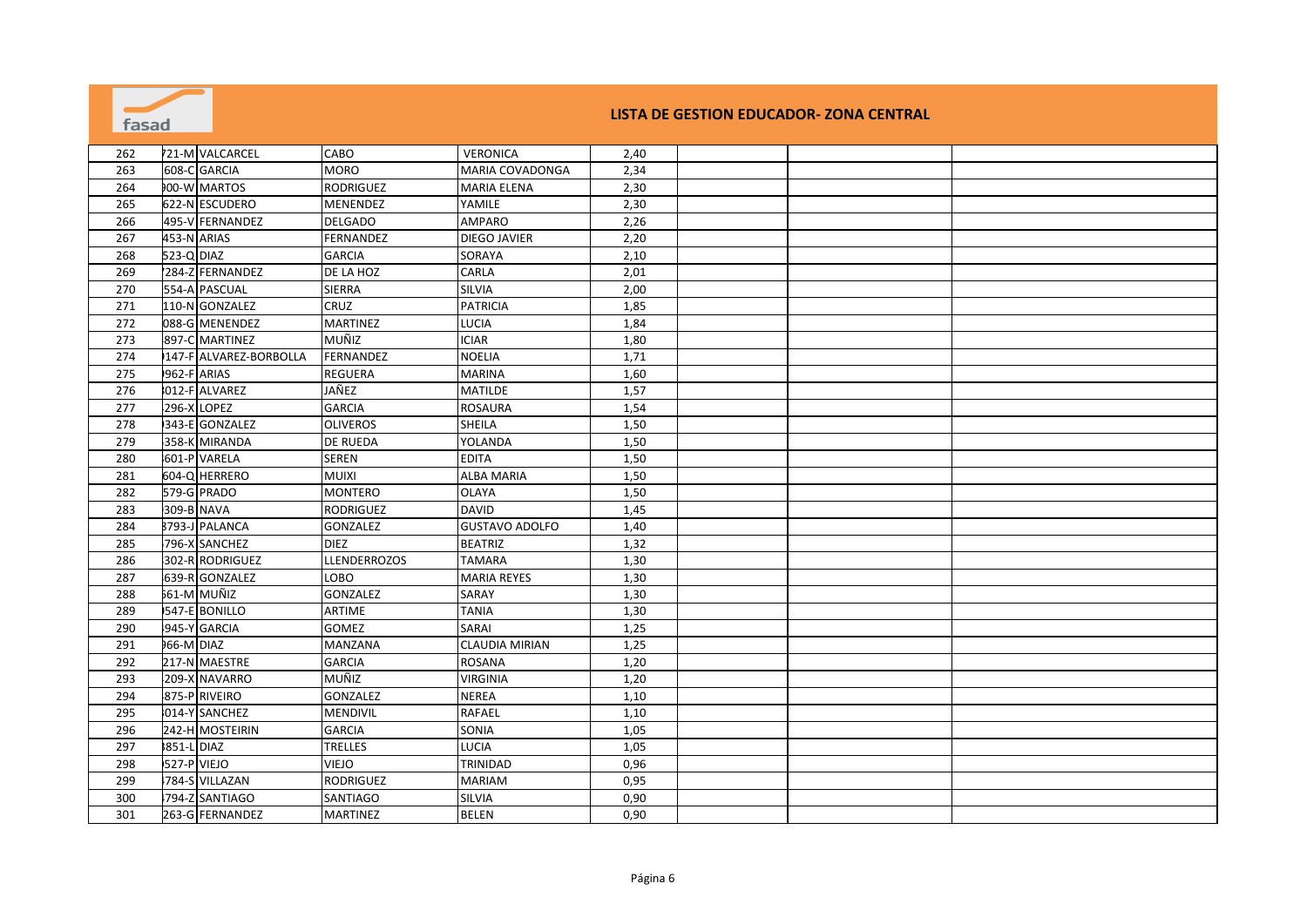# LISTA DE GESTION EDUCADOR- ZONA CENTRAL

| | | | | | | | | |
|---|---|---|---|---|---|---|---|---|
| 262 | 721-M | VALCARCEL | CABO | VERONICA | 2,40 | | | |
| 263 | 608-C | GARCIA | MORO | MARIA COVADONGA | 2,34 | | | |
| 264 | 900-W | MARTOS | RODRIGUEZ | MARIA ELENA | 2,30 | | | |
| 265 | 622-N | ESCUDERO | MENENDEZ | YAMILE | 2,30 | | | |
| 266 | 495-V | FERNANDEZ | DELGADO | AMPARO | 2,26 | | | |
| 267 | 453-N | ARIAS | FERNANDEZ | DIEGO JAVIER | 2,20 | | | |
| 268 | 523-Q | DIAZ | GARCIA | SORAYA | 2,10 | | | |
| 269 | 7284-Z | FERNANDEZ | DE LA HOZ | CARLA | 2,01 | | | |
| 270 | 554-A | PASCUAL | SIERRA | SILVIA | 2,00 | | | |
| 271 | 110-N | GONZALEZ | CRUZ | PATRICIA | 1,85 | | | |
| 272 | 088-G | MENENDEZ | MARTINEZ | LUCIA | 1,84 | | | |
| 273 | 897-C | MARTINEZ | MUÑIZ | ICIAR | 1,80 | | | |
| 274 | 147-F | ALVAREZ-BORBOLLA | FERNANDEZ | NOELIA | 1,71 | | | |
| 275 | 962-F | ARIAS | REGUERA | MARINA | 1,60 | | | |
| 276 | 012-F | ALVAREZ | JAÑEZ | MATILDE | 1,57 | | | |
| 277 | 296-X | LOPEZ | GARCIA | ROSAURA | 1,54 | | | |
| 278 | 343-E | GONZALEZ | OLIVEROS | SHEILA | 1,50 | | | |
| 279 | 358-K | MIRANDA | DE RUEDA | YOLANDA | 1,50 | | | |
| 280 | 601-P | VARELA | SEREN | EDITA | 1,50 | | | |
| 281 | 604-Q | HERRERO | MUIXI | ALBA MARIA | 1,50 | | | |
| 282 | 579-G | PRADO | MONTERO | OLAYA | 1,50 | | | |
| 283 | 309-B | NAVA | RODRIGUEZ | DAVID | 1,45 | | | |
| 284 | 3793-J | PALANCA | GONZALEZ | GUSTAVO ADOLFO | 1,40 | | | |
| 285 | 796-X | SANCHEZ | DIEZ | BEATRIZ | 1,32 | | | |
| 286 | 302-R | RODRIGUEZ | LLENDERROZOS | TAMARA | 1,30 | | | |
| 287 | 639-R | GONZALEZ | LOBO | MARIA REYES | 1,30 | | | |
| 288 | 561-M | MUÑIZ | GONZALEZ | SARAY | 1,30 | | | |
| 289 | 547-E | BONILLO | ARTIME | TANIA | 1,30 | | | |
| 290 | 945-Y | GARCIA | GOMEZ | SARAI | 1,25 | | | |
| 291 | 966-M | DIAZ | MANZANA | CLAUDIA MIRIAN | 1,25 | | | |
| 292 | 217-N | MAESTRE | GARCIA | ROSANA | 1,20 | | | |
| 293 | 209-X | NAVARRO | MUÑIZ | VIRGINIA | 1,20 | | | |
| 294 | 875-P | RIVEIRO | GONZALEZ | NEREA | 1,10 | | | |
| 295 | 014-Y | SANCHEZ | MENDIVIL | RAFAEL | 1,10 | | | |
| 296 | 242-H | MOSTEIRIN | GARCIA | SONIA | 1,05 | | | |
| 297 | 3851-L | DIAZ | TRELLES | LUCIA | 1,05 | | | |
| 298 | 527-P | VIEJO | VIEJO | TRINIDAD | 0,96 | | | |
| 299 | 784-S | VILLAZAN | RODRIGUEZ | MARIAM | 0,95 | | | |
| 300 | 794-Z | SANTIAGO | SANTIAGO | SILVIA | 0,90 | | | |
| 301 | 263-G | FERNANDEZ | MARTINEZ | BELEN | 0,90 | | | |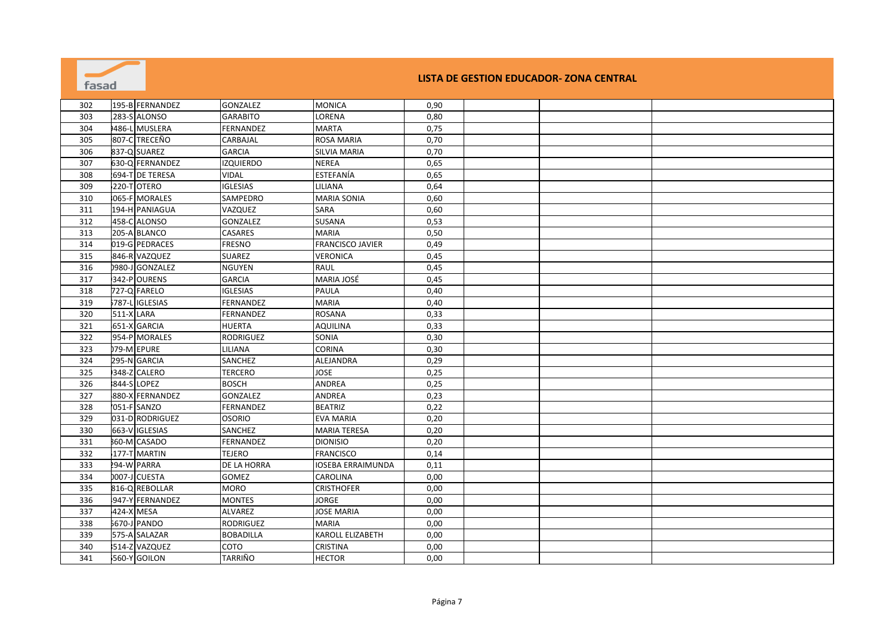# LISTA DE GESTION EDUCADOR- ZONA CENTRAL

| | | | | | | | | |
|---|---|---|---|---|---|---|---|---|
| 302 | 195-B | FERNANDEZ | GONZALEZ | MONICA | 0,90 | | | |
| 303 | 283-S | ALONSO | GARABITO | LORENA | 0,80 | | | |
| 304 | 486-L | MUSLERA | FERNANDEZ | MARTA | 0,75 | | | |
| 305 | 807-C | TRECEÑO | CARBAJAL | ROSA MARIA | 0,70 | | | |
| 306 | 837-Q | SUAREZ | GARCIA | SILVIA MARIA | 0,70 | | | |
| 307 | 630-Q | FERNANDEZ | IZQUIERDO | NEREA | 0,65 | | | |
| 308 | 694-T | DE TERESA | VIDAL | ESTEFANÍA | 0,65 | | | |
| 309 | 220-T | OTERO | IGLESIAS | LILIANA | 0,64 | | | |
| 310 | 065-F | MORALES | SAMPEDRO | MARIA SONIA | 0,60 | | | |
| 311 | 194-H | PANIAGUA | VAZQUEZ | SARA | 0,60 | | | |
| 312 | 458-C | ALONSO | GONZALEZ | SUSANA | 0,53 | | | |
| 313 | 205-A | BLANCO | CASARES | MARIA | 0,50 | | | |
| 314 | 019-G | PEDRACES | FRESNO | FRANCISCO JAVIER | 0,49 | | | |
| 315 | 846-R | VAZQUEZ | SUAREZ | VERONICA | 0,45 | | | |
| 316 | 980-J | GONZALEZ | NGUYEN | RAUL | 0,45 | | | |
| 317 | 342-P | OURENS | GARCIA | MARIA JOSÉ | 0,45 | | | |
| 318 | 727-Q | FARELO | IGLESIAS | PAULA | 0,40 | | | |
| 319 | 787-L | IGLESIAS | FERNANDEZ | MARIA | 0,40 | | | |
| 320 | 511-X | LARA | FERNANDEZ | ROSANA | 0,33 | | | |
| 321 | 651-X | GARCIA | HUERTA | AQUILINA | 0,33 | | | |
| 322 | 954-P | MORALES | RODRIGUEZ | SONIA | 0,30 | | | |
| 323 | 79-M | EPURE | LILIANA | CORINA | 0,30 | | | |
| 324 | 295-N | GARCIA | SANCHEZ | ALEJANDRA | 0,29 | | | |
| 325 | 348-Z | CALERO | TERCERO | JOSE | 0,25 | | | |
| 326 | 844-S | LOPEZ | BOSCH | ANDREA | 0,25 | | | |
| 327 | 880-X | FERNANDEZ | GONZALEZ | ANDREA | 0,23 | | | |
| 328 | 051-F | SANZO | FERNANDEZ | BEATRIZ | 0,22 | | | |
| 329 | 031-D | RODRIGUEZ | OSORIO | EVA MARIA | 0,20 | | | |
| 330 | 663-V | IGLESIAS | SANCHEZ | MARIA TERESA | 0,20 | | | |
| 331 | 60-M | CASADO | FERNANDEZ | DIONISIO | 0,20 | | | |
| 332 | 177-T | MARTIN | TEJERO | FRANCISCO | 0,14 | | | |
| 333 | 94-W | PARRA | DE LA HORRA | IOSEBA ERRAIMUNDA | 0,11 | | | |
| 334 | 007-J | CUESTA | GOMEZ | CAROLINA | 0,00 | | | |
| 335 | 816-Q | REBOLLAR | MORO | CRISTHOFER | 0,00 | | | |
| 336 | 947-Y | FERNANDEZ | MONTES | JORGE | 0,00 | | | |
| 337 | 424-X | MESA | ALVAREZ | JOSE MARIA | 0,00 | | | |
| 338 | 670-J | PANDO | RODRIGUEZ | MARIA | 0,00 | | | |
| 339 | 575-A | SALAZAR | BOBADILLA | KAROLL ELIZABETH | 0,00 | | | |
| 340 | 514-Z | VAZQUEZ | COTO | CRISTINA | 0,00 | | | |
| 341 | 560-Y | GOILON | TARRIÑO | HECTOR | 0,00 | | | |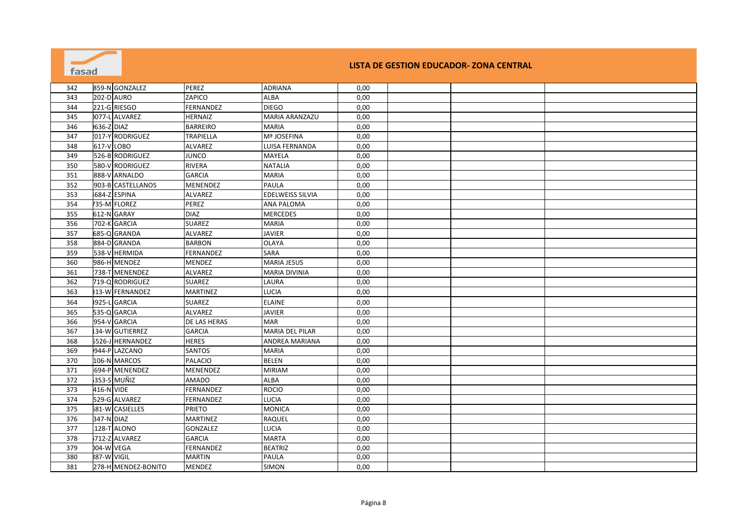## LISTA DE GESTION EDUCADOR- ZONA CENTRAL

| | | | | | | | | |
|---|---|---|---|---|---|---|---|---|
| 342 | 859-N | GONZALEZ | PEREZ | ADRIANA | 0,00 | | | |
| 343 | 202-D | AURO | ZAPICO | ALBA | 0,00 | | | |
| 344 | 221-G | RIESGO | FERNANDEZ | DIEGO | 0,00 | | | |
| 345 | 077-L | ALVAREZ | HERNAIZ | MARIA ARANZAZU | 0,00 | | | |
| 346 | 636-Z | DIAZ | BARREIRO | MARIA | 0,00 | | | |
| 347 | 017-Y | RODRIGUEZ | TRAPIELLA | Mª JOSEFINA | 0,00 | | | |
| 348 | 617-V | LOBO | ALVAREZ | LUISA FERNANDA | 0,00 | | | |
| 349 | 526-B | RODRIGUEZ | JUNCO | MAYELA | 0,00 | | | |
| 350 | 580-V | RODRIGUEZ | RIVERA | NATALIA | 0,00 | | | |
| 351 | 888-V | ARNALDO | GARCIA | MARIA | 0,00 | | | |
| 352 | 903-B | CASTELLANOS | MENENDEZ | PAULA | 0,00 | | | |
| 353 | 684-Z | ESPINA | ALVAREZ | EDELWEISS SILVIA | 0,00 | | | |
| 354 | 735-M | FLOREZ | PEREZ | ANA PALOMA | 0,00 | | | |
| 355 | 612-N | GARAY | DIAZ | MERCEDES | 0,00 | | | |
| 356 | 702-K | GARCIA | SUAREZ | MARIA | 0,00 | | | |
| 357 | 685-Q | GRANDA | ALVAREZ | JAVIER | 0,00 | | | |
| 358 | 884-D | GRANDA | BARBON | OLAYA | 0,00 | | | |
| 359 | 538-V | HERMIDA | FERNANDEZ | SARA | 0,00 | | | |
| 360 | 986-H | MENDEZ | MENDEZ | MARIA JESUS | 0,00 | | | |
| 361 | 738-T | MENENDEZ | ALVAREZ | MARIA DIVINIA | 0,00 | | | |
| 362 | 719-Q | RODRIGUEZ | SUAREZ | LAURA | 0,00 | | | |
| 363 | 313-W | FERNANDEZ | MARTINEZ | LUCIA | 0,00 | | | |
| 364 | 3925-L | GARCIA | SUAREZ | ELAINE | 0,00 | | | |
| 365 | 535-Q | GARCIA | ALVAREZ | JAVIER | 0,00 | | | |
| 366 | 954-V | GARCIA | DE LAS HERAS | MAR | 0,00 | | | |
| 367 | 134-W | GUTIERREZ | GARCIA | MARIA DEL PILAR | 0,00 | | | |
| 368 | 5526-J | HERNANDEZ | HERES | ANDREA MARIANA | 0,00 | | | |
| 369 | 944-P | LAZCANO | SANTOS | MARIA | 0,00 | | | |
| 370 | 106-N | MARCOS | PALACIO | BELEN | 0,00 | | | |
| 371 | 694-P | MENENDEZ | MENENDEZ | MIRIAM | 0,00 | | | |
| 372 | 353-S | MUÑIZ | AMADO | ALBA | 0,00 | | | |
| 373 | 416-N | VIDE | FERNANDEZ | ROCIO | 0,00 | | | |
| 374 | 529-G | ALVAREZ | FERNANDEZ | LUCIA | 0,00 | | | |
| 375 | 581-W | CASIELLES | PRIETO | MONICA | 0,00 | | | |
| 376 | 347-N | DIAZ | MARTINEZ | RAQUEL | 0,00 | | | |
| 377 | 128-T | ALONO | GONZALEZ | LUCIA | 0,00 | | | |
| 378 | 712-Z | ALVAREZ | GARCIA | MARTA | 0,00 | | | |
| 379 | 004-W | VEGA | FERNANDEZ | BEATRIZ | 0,00 | | | |
| 380 | 387-W | VIGIL | MARTIN | PAULA | 0,00 | | | |
| 381 | 278-H | MENDEZ-BONITO | MENDEZ | SIMON | 0,00 | | | |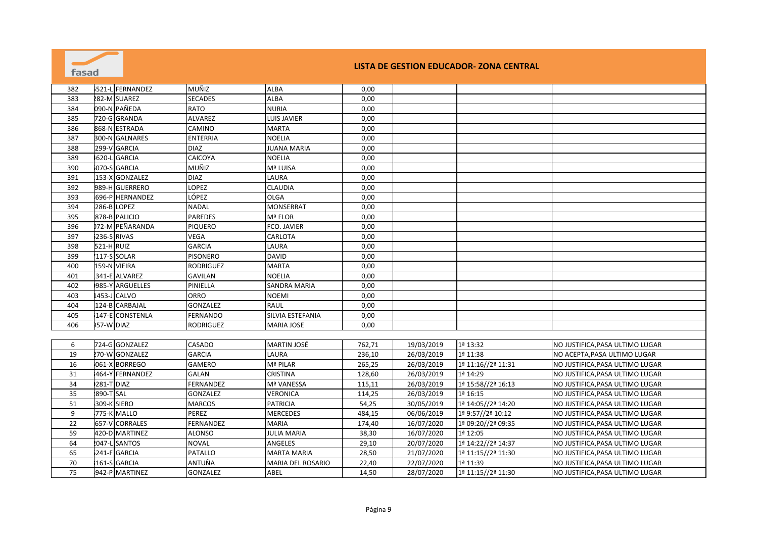# LISTA DE GESTION EDUCADOR- ZONA CENTRAL

| | | | | | | | | |
|---|---|---|---|---|---|---|---|---|
| 382 | 521-L | FERNANDEZ | MUÑIZ | ALBA | 0,00 | | | |
| 383 | 282-M | SUAREZ | SECADES | ALBA | 0,00 | | | |
| 384 | 090-N | PAÑEDA | RATO | NURIA | 0,00 | | | |
| 385 | 720-G | GRANDA | ALVAREZ | LUIS JAVIER | 0,00 | | | |
| 386 | 868-N | ESTRADA | CAMINO | MARTA | 0,00 | | | |
| 387 | 300-N | GALNARES | ENTERRIA | NOELIA | 0,00 | | | |
| 388 | 299-V | GARCIA | DIAZ | JUANA MARIA | 0,00 | | | |
| 389 | 620-L | GARCIA | CAICOYA | NOELIA | 0,00 | | | |
| 390 | 070-S | GARCIA | MUÑIZ | Mª LUISA | 0,00 | | | |
| 391 | 153-X | GONZALEZ | DIAZ | LAURA | 0,00 | | | |
| 392 | 989-H | GUERRERO | LOPEZ | CLAUDIA | 0,00 | | | |
| 393 | 696-P | HERNANDEZ | LÓPEZ | OLGA | 0,00 | | | |
| 394 | 286-B | LOPEZ | NADAL | MONSERRAT | 0,00 | | | |
| 395 | 878-B | PALICIO | PAREDES | Mª FLOR | 0,00 | | | |
| 396 | 072-M | PEÑARANDA | PIQUERO | FCO. JAVIER | 0,00 | | | |
| 397 | 236-S | RIVAS | VEGA | CARLOTA | 0,00 | | | |
| 398 | 521-H | RUIZ | GARCIA | LAURA | 0,00 | | | |
| 399 | 117-S | SOLAR | PISONERO | DAVID | 0,00 | | | |
| 400 | 159-N | VIEIRA | RODRIGUEZ | MARTA | 0,00 | | | |
| 401 | 341-E | ALVAREZ | GAVILAN | NOELIA | 0,00 | | | |
| 402 | 985-Y | ARGUELLES | PINIELLA | SANDRA MARIA | 0,00 | | | |
| 403 | 453-J | CALVO | ORRO | NOEMI | 0,00 | | | |
| 404 | 124-B | CARBAJAL | GONZALEZ | RAUL | 0,00 | | | |
| 405 | 147-E | CONSTENLA | FERNANDO | SILVIA ESTEFANIA | 0,00 | | | |
| 406 | 957-W | DIAZ | RODRIGUEZ | MARIA JOSE | 0,00 | | | |
| 6 | 724-G | GONZALEZ | CASADO | MARTIN JOSÉ | 762,71 | 19/03/2019 | 1ª 13:32 | NO JUSTIFICA,PASA ULTIMO LUGAR |
| 19 | 270-W | GONZALEZ | GARCIA | LAURA | 236,10 | 26/03/2019 | 1ª 11:38 | NO ACEPTA,PASA ULTIMO LUGAR |
| 16 | 061-X | BORREGO | GAMERO | Mª PILAR | 265,25 | 26/03/2019 | 1ª 11:16//2ª 11:31 | NO JUSTIFICA,PASA ULTIMO LUGAR |
| 31 | 464-Y | FERNANDEZ | GALAN | CRISTINA | 128,60 | 26/03/2019 | 1ª 14:29 | NO JUSTIFICA,PASA ULTIMO LUGAR |
| 34 | 281-T | DIAZ | FERNANDEZ | Mª VANESSA | 115,11 | 26/03/2019 | 1ª 15:58//2ª 16:13 | NO JUSTIFICA,PASA ULTIMO LUGAR |
| 35 | 890-T | SAL | GONZALEZ | VERONICA | 114,25 | 26/03/2019 | 1ª 16:15 | NO JUSTIFICA,PASA ULTIMO LUGAR |
| 51 | 309-K | SIERO | MARCOS | PATRICIA | 54,25 | 30/05/2019 | 1ª 14:05//2ª 14:20 | NO JUSTIFICA,PASA ULTIMO LUGAR |
| 9 | 775-K | MALLO | PEREZ | MERCEDES | 484,15 | 06/06/2019 | 1ª 9:57//2ª 10:12 | NO JUSTIFICA,PASA ULTIMO LUGAR |
| 22 | 657-V | CORRALES | FERNANDEZ | MARIA | 174,40 | 16/07/2020 | 1ª 09:20//2ª 09:35 | NO JUSTIFICA,PASA ULTIMO LUGAR |
| 59 | 420-D | MARTINEZ | ALONSO | JULIA MARIA | 38,30 | 16/07/2020 | 1ª 12:05 | NO JUSTIFICA,PASA ULTIMO LUGAR |
| 64 | 047-L | SANTOS | NOVAL | ANGELES | 29,10 | 20/07/2020 | 1ª 14:22//2ª 14:37 | NO JUSTIFICA,PASA ULTIMO LUGAR |
| 65 | 241-F | GARCIA | PATALLO | MARTA MARIA | 28,50 | 21/07/2020 | 1ª 11:15//2ª 11:30 | NO JUSTIFICA,PASA ULTIMO LUGAR |
| 70 | 161-S | GARCIA | ANTUÑA | MARIA DEL ROSARIO | 22,40 | 22/07/2020 | 1ª 11:39 | NO JUSTIFICA,PASA ULTIMO LUGAR |
| 75 | 942-P | MARTINEZ | GONZALEZ | ABEL | 14,50 | 28/07/2020 | 1ª 11:15//2ª 11:30 | NO JUSTIFICA,PASA ULTIMO LUGAR |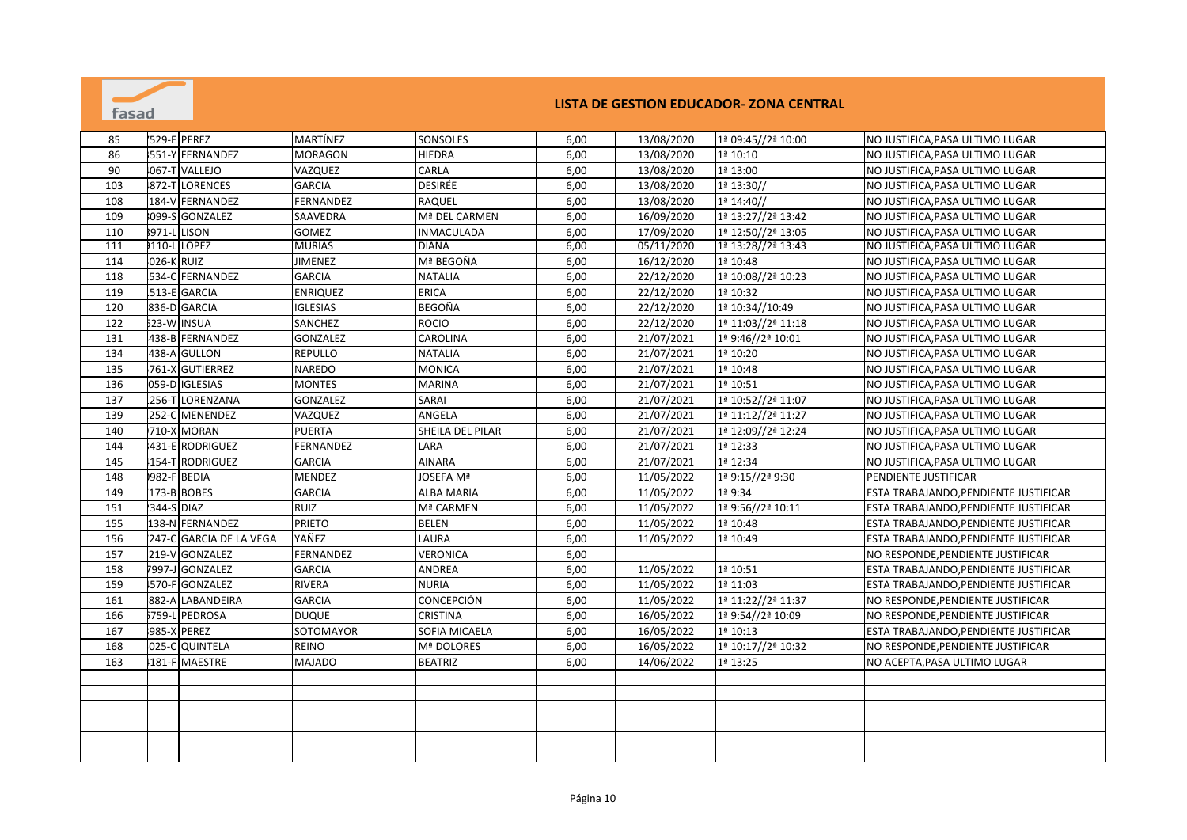# LISTA DE GESTION EDUCADOR- ZONA CENTRAL

| | | | | | | | | |
|---|---|---|---|---|---|---|---|---|
| 85 | '529-E | PEREZ | MARTÍNEZ | SONSOLES | 6,00 | 13/08/2020 | 1ª 09:45//2ª 10:00 | NO JUSTIFICA,PASA ULTIMO LUGAR |
| 86 | 551-Y | FERNANDEZ | MORAGON | HIEDRA | 6,00 | 13/08/2020 | 1ª 10:10 | NO JUSTIFICA,PASA ULTIMO LUGAR |
| 90 | 067-T | VALLEJO | VAZQUEZ | CARLA | 6,00 | 13/08/2020 | 1ª 13:00 | NO JUSTIFICA,PASA ULTIMO LUGAR |
| 103 | 872-T | LORENCES | GARCIA | DESIRÉE | 6,00 | 13/08/2020 | 1ª 13:30// | NO JUSTIFICA,PASA ULTIMO LUGAR |
| 108 | 184-V | FERNANDEZ | FERNANDEZ | RAQUEL | 6,00 | 13/08/2020 | 1ª 14:40// | NO JUSTIFICA,PASA ULTIMO LUGAR |
| 109 | 099-S | GONZALEZ | SAAVEDRA | Mª DEL CARMEN | 6,00 | 16/09/2020 | 1ª 13:27//2ª 13:42 | NO JUSTIFICA,PASA ULTIMO LUGAR |
| 110 | 971-L | LISON | GOMEZ | INMACULADA | 6,00 | 17/09/2020 | 1ª 12:50//2ª 13:05 | NO JUSTIFICA,PASA ULTIMO LUGAR |
| 111 | 110-L | LOPEZ | MURIAS | DIANA | 6,00 | 05/11/2020 | 1ª 13:28//2ª 13:43 | NO JUSTIFICA,PASA ULTIMO LUGAR |
| 114 | 026-K | RUIZ | JIMENEZ | Mª BEGOÑA | 6,00 | 16/12/2020 | 1ª 10:48 | NO JUSTIFICA,PASA ULTIMO LUGAR |
| 118 | 534-C | FERNANDEZ | GARCIA | NATALIA | 6,00 | 22/12/2020 | 1ª 10:08//2ª 10:23 | NO JUSTIFICA,PASA ULTIMO LUGAR |
| 119 | 513-E | GARCIA | ENRIQUEZ | ERICA | 6,00 | 22/12/2020 | 1ª 10:32 | NO JUSTIFICA,PASA ULTIMO LUGAR |
| 120 | 836-D | GARCIA | IGLESIAS | BEGOÑA | 6,00 | 22/12/2020 | 1ª 10:34//10:49 | NO JUSTIFICA,PASA ULTIMO LUGAR |
| 122 | 523-W | INSUA | SANCHEZ | ROCIO | 6,00 | 22/12/2020 | 1ª 11:03//2ª 11:18 | NO JUSTIFICA,PASA ULTIMO LUGAR |
| 131 | 438-B | FERNANDEZ | GONZALEZ | CAROLINA | 6,00 | 21/07/2021 | 1ª 9:46//2ª 10:01 | NO JUSTIFICA,PASA ULTIMO LUGAR |
| 134 | 438-A | GULLON | REPULLO | NATALIA | 6,00 | 21/07/2021 | 1ª 10:20 | NO JUSTIFICA,PASA ULTIMO LUGAR |
| 135 | 761-X | GUTIERREZ | NAREDO | MONICA | 6,00 | 21/07/2021 | 1ª 10:48 | NO JUSTIFICA,PASA ULTIMO LUGAR |
| 136 | 059-D | IGLESIAS | MONTES | MARINA | 6,00 | 21/07/2021 | 1ª 10:51 | NO JUSTIFICA,PASA ULTIMO LUGAR |
| 137 | 256-T | LORENZANA | GONZALEZ | SARAI | 6,00 | 21/07/2021 | 1ª 10:52//2ª 11:07 | NO JUSTIFICA,PASA ULTIMO LUGAR |
| 139 | 252-C | MENENDEZ | VAZQUEZ | ANGELA | 6,00 | 21/07/2021 | 1ª 11:12//2ª 11:27 | NO JUSTIFICA,PASA ULTIMO LUGAR |
| 140 | 710-X | MORAN | PUERTA | SHEILA DEL PILAR | 6,00 | 21/07/2021 | 1ª 12:09//2ª 12:24 | NO JUSTIFICA,PASA ULTIMO LUGAR |
| 144 | 431-E | RODRIGUEZ | FERNANDEZ | LARA | 6,00 | 21/07/2021 | 1ª 12:33 | NO JUSTIFICA,PASA ULTIMO LUGAR |
| 145 | 154-T | RODRIGUEZ | GARCIA | AINARA | 6,00 | 21/07/2021 | 1ª 12:34 | NO JUSTIFICA,PASA ULTIMO LUGAR |
| 148 | 982-F | BEDIA | MENDEZ | JOSEFA Mª | 6,00 | 11/05/2022 | 1ª 9:15//2ª 9:30 | PENDIENTE JUSTIFICAR |
| 149 | 173-B | BOBES | GARCIA | ALBA MARIA | 6,00 | 11/05/2022 | 1ª 9:34 | ESTA TRABAJANDO,PENDIENTE JUSTIFICAR |
| 151 | 344-S | DIAZ | RUIZ | Mª CARMEN | 6,00 | 11/05/2022 | 1ª 9:56//2ª 10:11 | ESTA TRABAJANDO,PENDIENTE JUSTIFICAR |
| 155 | 138-N | FERNANDEZ | PRIETO | BELEN | 6,00 | 11/05/2022 | 1ª 10:48 | ESTA TRABAJANDO,PENDIENTE JUSTIFICAR |
| 156 | 247-C | GARCIA DE LA VEGA | YAÑEZ | LAURA | 6,00 | 11/05/2022 | 1ª 10:49 | ESTA TRABAJANDO,PENDIENTE JUSTIFICAR |
| 157 | 219-V | GONZALEZ | FERNANDEZ | VERONICA | 6,00 | | | NO RESPONDE,PENDIENTE JUSTIFICAR |
| 158 | 7997-J | GONZALEZ | GARCIA | ANDREA | 6,00 | 11/05/2022 | 1ª 10:51 | ESTA TRABAJANDO,PENDIENTE JUSTIFICAR |
| 159 | 570-F | GONZALEZ | RIVERA | NURIA | 6,00 | 11/05/2022 | 1ª 11:03 | ESTA TRABAJANDO,PENDIENTE JUSTIFICAR |
| 161 | 882-A | LABANDEIRA | GARCIA | CONCEPCIÓN | 6,00 | 11/05/2022 | 1ª 11:22//2ª 11:37 | NO RESPONDE,PENDIENTE JUSTIFICAR |
| 166 | 5759-L | PEDROSA | DUQUE | CRISTINA | 6,00 | 16/05/2022 | 1ª 9:54//2ª 10:09 | NO RESPONDE,PENDIENTE JUSTIFICAR |
| 167 | 985-X | PEREZ | SOTOMAYOR | SOFIA MICAELA | 6,00 | 16/05/2022 | 1ª 10:13 | ESTA TRABAJANDO,PENDIENTE JUSTIFICAR |
| 168 | 025-C | QUINTELA | REINO | Mª DOLORES | 6,00 | 16/05/2022 | 1ª 10:17//2ª 10:32 | NO RESPONDE,PENDIENTE JUSTIFICAR |
| 163 | 181-F | MAESTRE | MAJADO | BEATRIZ | 6,00 | 14/06/2022 | 1ª 13:25 | NO ACEPTA,PASA ULTIMO LUGAR |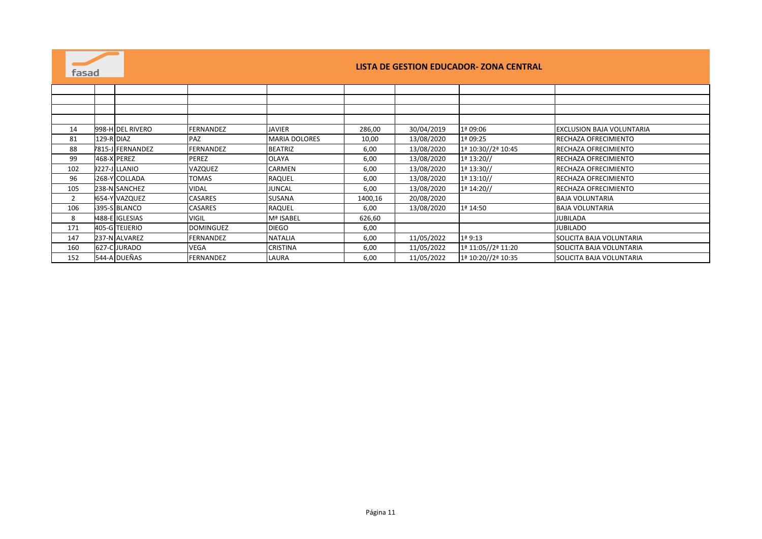## LISTA DE GESTION EDUCADOR- ZONA CENTRAL

| | | | | | | | | |
|---|---|---|---|---|---|---|---|---|
| | | | | | | | | |
| | | | | | | | | |
| | | | | | | | | |
| | | | | | | | | |
| 14 | 998-H | DEL RIVERO | FERNANDEZ | JAVIER | 286,00 | 30/04/2019 | 1ª 09:06 | EXCLUSION BAJA VOLUNTARIA |
| 81 | 129-R | DIAZ | PAZ | MARIA DOLORES | 10,00 | 13/08/2020 | 1ª 09:25 | RECHAZA OFRECIMIENTO |
| 88 | 7815-J | FERNANDEZ | FERNANDEZ | BEATRIZ | 6,00 | 13/08/2020 | 1ª 10:30//2ª 10:45 | RECHAZA OFRECIMIENTO |
| 99 | 468-X | PEREZ | PEREZ | OLAYA | 6,00 | 13/08/2020 | 1ª 13:20// | RECHAZA OFRECIMIENTO |
| 102 | 9227-J | LLANIO | VAZQUEZ | CARMEN | 6,00 | 13/08/2020 | 1ª 13:30// | RECHAZA OFRECIMIENTO |
| 96 | 268-Y | COLLADA | TOMAS | RAQUEL | 6,00 | 13/08/2020 | 1ª 13:10// | RECHAZA OFRECIMIENTO |
| 105 | 238-N | SANCHEZ | VIDAL | JUNCAL | 6,00 | 13/08/2020 | 1ª 14:20// | RECHAZA OFRECIMIENTO |
| 2 | 654-Y | VAZQUEZ | CASARES | SUSANA | 1400,16 | 20/08/2020 | | BAJA VOLUNTARIA |
| 106 | 395-S | BLANCO | CASARES | RAQUEL | 6,00 | 13/08/2020 | 1ª 14:50 | BAJA VOLUNTARIA |
| 8 | 488-E | IGLESIAS | VIGIL | Mª ISABEL | 626,60 | | | JUBILADA |
| 171 | 405-G | TEIJERIO | DOMINGUEZ | DIEGO | 6,00 | | | JUBILADO |
| 147 | 237-N | ALVAREZ | FERNANDEZ | NATALIA | 6,00 | 11/05/2022 | 1ª 9:13 | SOLICITA BAJA VOLUNTARIA |
| 160 | 627-C | JURADO | VEGA | CRISTINA | 6,00 | 11/05/2022 | 1ª 11:05//2ª 11:20 | SOLICITA BAJA VOLUNTARIA |
| 152 | 544-A | DUEÑAS | FERNANDEZ | LAURA | 6,00 | 11/05/2022 | 1ª 10:20//2ª 10:35 | SOLICITA BAJA VOLUNTARIA |